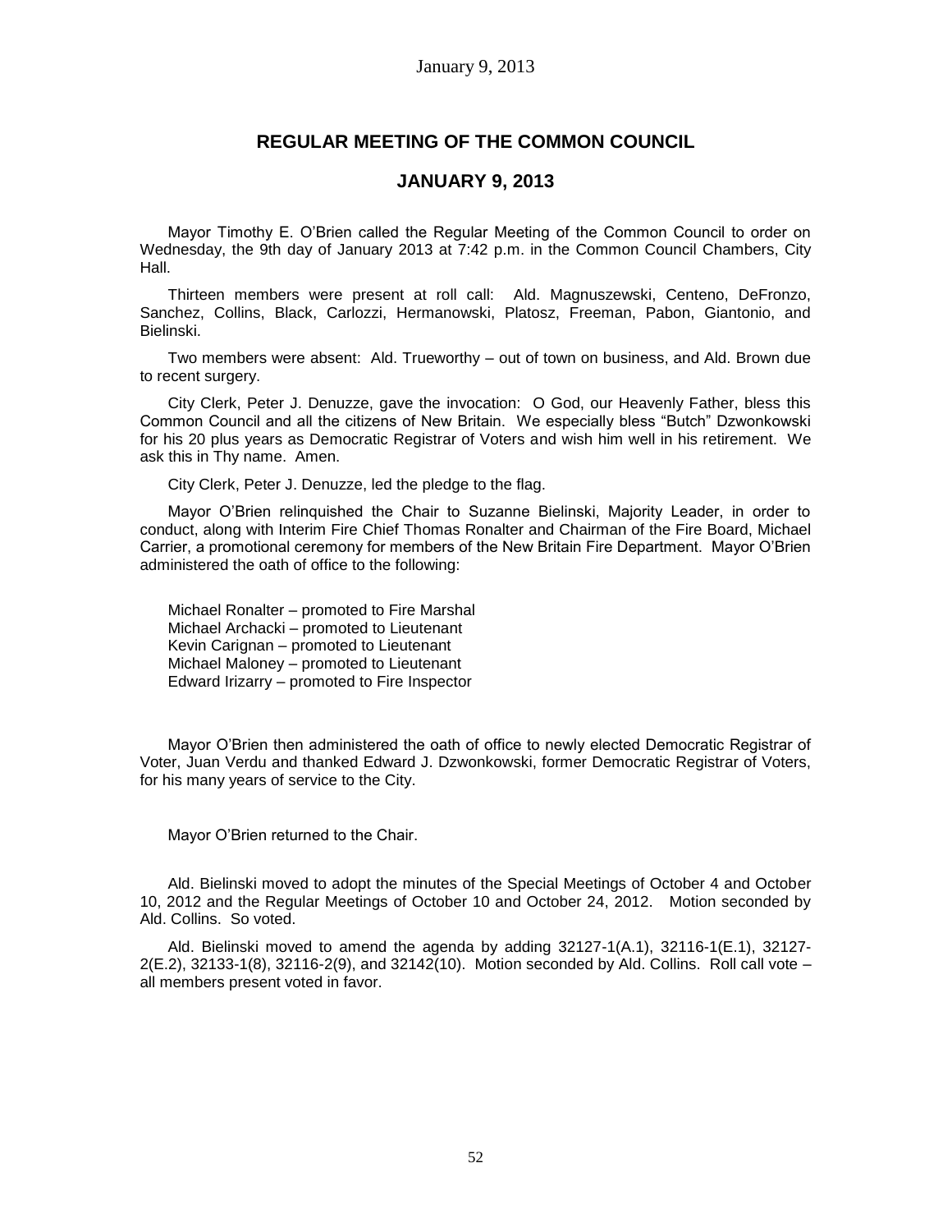## REGULAR MEETING OF THE COMMON COUNCIL

## JANUARY 9, 2013

Mayor Timothy E. O'Brien called the Regular Meeting of the Common Council to order on Wednesday, the 9th day of January 2013 at 7:42 p.m. in the Common Council Chambers, City Hall.

Thirteen members were present at roll call: Ald. Magnuszewski, Centeno, DeFronzo, Sanchez, Collins, Black, Carlozzi, Hermanowski, Platosz, Freeman, Pabon, Giantonio, and Bielinski.

Two members were absent: Ald. Trueworthy – out of town on business, and Ald. Brown due to recent surgery.

City Clerk, Peter J. Denuzze, gave the invocation: O God, our Heavenly Father, bless this Common Council and all the citizens of New Britain. We especially bless "Butch" Dzwonkowski for his 20 plus years as Democratic Registrar of Voters and wish him well in his retirement. We ask this in Thy name. Amen.

City Clerk, Peter J. Denuzze, led the pledge to the flag.

Mayor O'Brien relinquished the Chair to Suzanne Bielinski, Majority Leader, in order to conduct, along with Interim Fire Chief Thomas Ronalter and Chairman of the Fire Board, Michael Carrier, a promotional ceremony for members of the New Britain Fire Department. Mayor O'Brien administered the oath of office to the following:

Michael Ronalter – promoted to Fire Marshal
Michael Archacki – promoted to Lieutenant
Kevin Carignan – promoted to Lieutenant
Michael Maloney – promoted to Lieutenant
Edward Irizarry – promoted to Fire Inspector

Mayor O'Brien then administered the oath of office to newly elected Democratic Registrar of Voter, Juan Verdu and thanked Edward J. Dzwonkowski, former Democratic Registrar of Voters, for his many years of service to the City.

Mayor O'Brien returned to the Chair.

Ald. Bielinski moved to adopt the minutes of the Special Meetings of October 4 and October 10, 2012 and the Regular Meetings of October 10 and October 24, 2012. Motion seconded by Ald. Collins. So voted.

Ald. Bielinski moved to amend the agenda by adding 32127-1(A.1), 32116-1(E.1), 32127-2(E.2), 32133-1(8), 32116-2(9), and 32142(10). Motion seconded by Ald. Collins. Roll call vote – all members present voted in favor.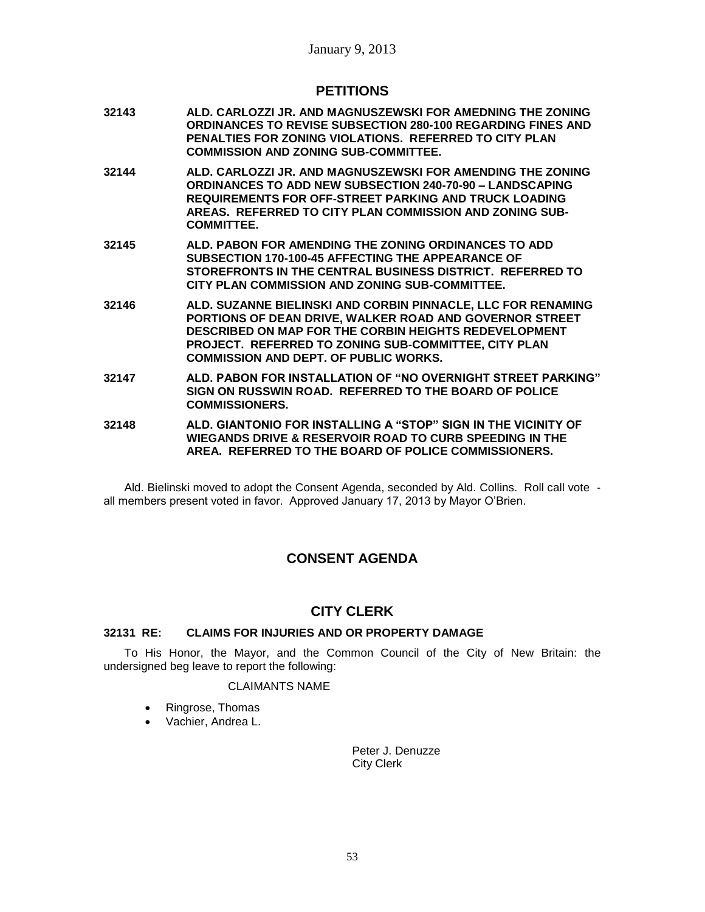## PETITIONS

**32143 ALD. CARLOZZI JR. AND MAGNUSZEWSKI FOR AMEDNING THE ZONING ORDINANCES TO REVISE SUBSECTION 280-100 REGARDING FINES AND PENALTIES FOR ZONING VIOLATIONS. REFERRED TO CITY PLAN COMMISSION AND ZONING SUB-COMMITTEE.**

**32144 ALD. CARLOZZI JR. AND MAGNUSZEWSKI FOR AMENDING THE ZONING ORDINANCES TO ADD NEW SUBSECTION 240-70-90 – LANDSCAPING REQUIREMENTS FOR OFF-STREET PARKING AND TRUCK LOADING AREAS. REFERRED TO CITY PLAN COMMISSION AND ZONING SUB-COMMITTEE.**

**32145 ALD. PABON FOR AMENDING THE ZONING ORDINANCES TO ADD SUBSECTION 170-100-45 AFFECTING THE APPEARANCE OF STOREFRONTS IN THE CENTRAL BUSINESS DISTRICT. REFERRED TO CITY PLAN COMMISSION AND ZONING SUB-COMMITTEE.**

**32146 ALD. SUZANNE BIELINSKI AND CORBIN PINNACLE, LLC FOR RENAMING PORTIONS OF DEAN DRIVE, WALKER ROAD AND GOVERNOR STREET DESCRIBED ON MAP FOR THE CORBIN HEIGHTS REDEVELOPMENT PROJECT. REFERRED TO ZONING SUB-COMMITTEE, CITY PLAN COMMISSION AND DEPT. OF PUBLIC WORKS.**

**32147 ALD. PABON FOR INSTALLATION OF "NO OVERNIGHT STREET PARKING" SIGN ON RUSSWIN ROAD. REFERRED TO THE BOARD OF POLICE COMMISSIONERS.**

**32148 ALD. GIANTONIO FOR INSTALLING A "STOP" SIGN IN THE VICINITY OF WIEGANDS DRIVE & RESERVOIR ROAD TO CURB SPEEDING IN THE AREA. REFERRED TO THE BOARD OF POLICE COMMISSIONERS.**

Ald. Bielinski moved to adopt the Consent Agenda, seconded by Ald. Collins. Roll call vote - all members present voted in favor. Approved January 17, 2013 by Mayor O'Brien.

## CONSENT AGENDA

## CITY CLERK

### 32131 RE: CLAIMS FOR INJURIES AND OR PROPERTY DAMAGE

To His Honor, the Mayor, and the Common Council of the City of New Britain: the undersigned beg leave to report the following:

CLAIMANTS NAME

- Ringrose, Thomas
- Vachier, Andrea L.

Peter J. Denuzze
City Clerk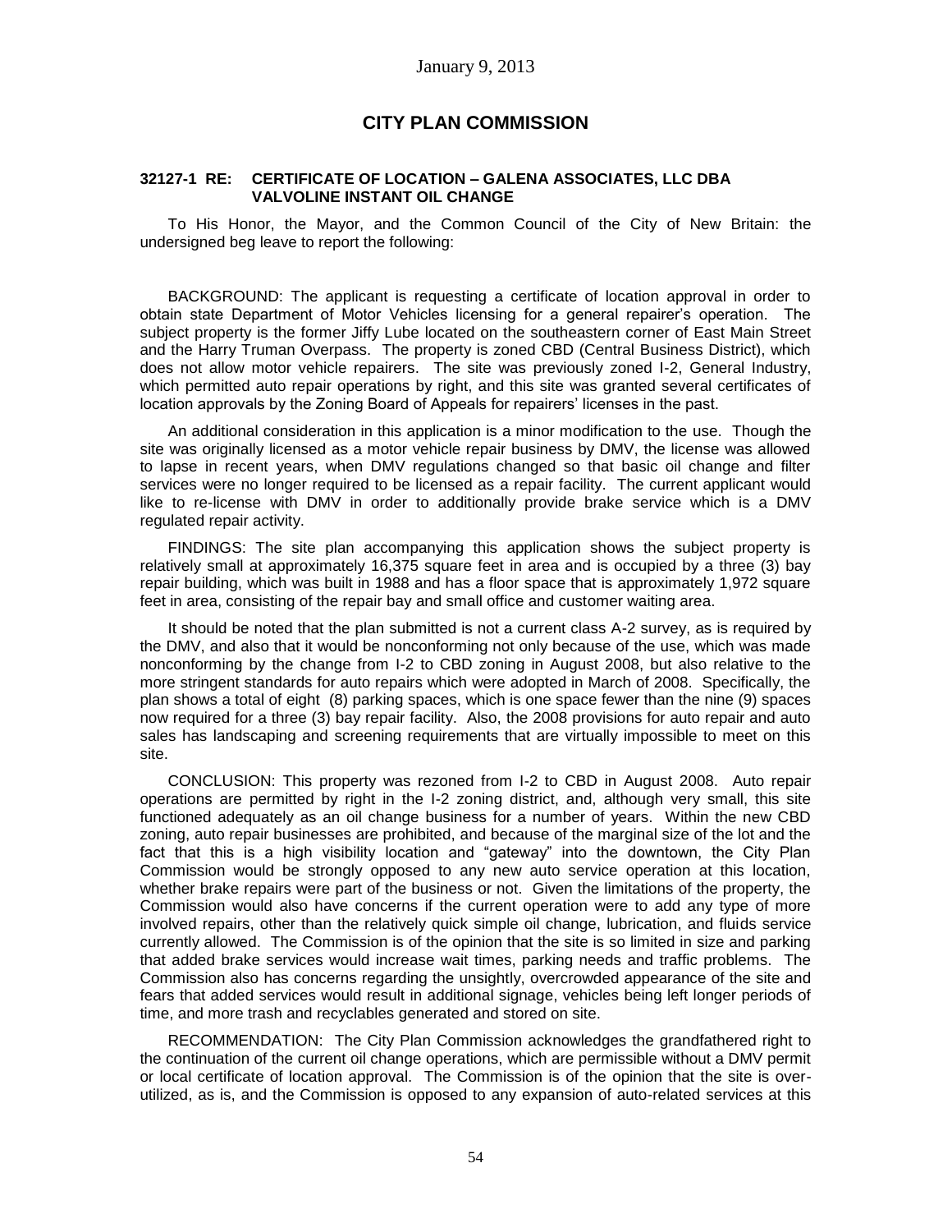## CITY PLAN COMMISSION

### 32127-1 RE: CERTIFICATE OF LOCATION – GALENA ASSOCIATES, LLC DBA VALVOLINE INSTANT OIL CHANGE

To His Honor, the Mayor, and the Common Council of the City of New Britain: the undersigned beg leave to report the following:

BACKGROUND: The applicant is requesting a certificate of location approval in order to obtain state Department of Motor Vehicles licensing for a general repairer's operation. The subject property is the former Jiffy Lube located on the southeastern corner of East Main Street and the Harry Truman Overpass. The property is zoned CBD (Central Business District), which does not allow motor vehicle repairers. The site was previously zoned I-2, General Industry, which permitted auto repair operations by right, and this site was granted several certificates of location approvals by the Zoning Board of Appeals for repairers' licenses in the past.

An additional consideration in this application is a minor modification to the use. Though the site was originally licensed as a motor vehicle repair business by DMV, the license was allowed to lapse in recent years, when DMV regulations changed so that basic oil change and filter services were no longer required to be licensed as a repair facility. The current applicant would like to re-license with DMV in order to additionally provide brake service which is a DMV regulated repair activity.

FINDINGS: The site plan accompanying this application shows the subject property is relatively small at approximately 16,375 square feet in area and is occupied by a three (3) bay repair building, which was built in 1988 and has a floor space that is approximately 1,972 square feet in area, consisting of the repair bay and small office and customer waiting area.

It should be noted that the plan submitted is not a current class A-2 survey, as is required by the DMV, and also that it would be nonconforming not only because of the use, which was made nonconforming by the change from I-2 to CBD zoning in August 2008, but also relative to the more stringent standards for auto repairs which were adopted in March of 2008. Specifically, the plan shows a total of eight (8) parking spaces, which is one space fewer than the nine (9) spaces now required for a three (3) bay repair facility. Also, the 2008 provisions for auto repair and auto sales has landscaping and screening requirements that are virtually impossible to meet on this site.

CONCLUSION: This property was rezoned from I-2 to CBD in August 2008. Auto repair operations are permitted by right in the I-2 zoning district, and, although very small, this site functioned adequately as an oil change business for a number of years. Within the new CBD zoning, auto repair businesses are prohibited, and because of the marginal size of the lot and the fact that this is a high visibility location and "gateway" into the downtown, the City Plan Commission would be strongly opposed to any new auto service operation at this location, whether brake repairs were part of the business or not. Given the limitations of the property, the Commission would also have concerns if the current operation were to add any type of more involved repairs, other than the relatively quick simple oil change, lubrication, and fluids service currently allowed. The Commission is of the opinion that the site is so limited in size and parking that added brake services would increase wait times, parking needs and traffic problems. The Commission also has concerns regarding the unsightly, overcrowded appearance of the site and fears that added services would result in additional signage, vehicles being left longer periods of time, and more trash and recyclables generated and stored on site.

RECOMMENDATION: The City Plan Commission acknowledges the grandfathered right to the continuation of the current oil change operations, which are permissible without a DMV permit or local certificate of location approval. The Commission is of the opinion that the site is over-utilized, as is, and the Commission is opposed to any expansion of auto-related services at this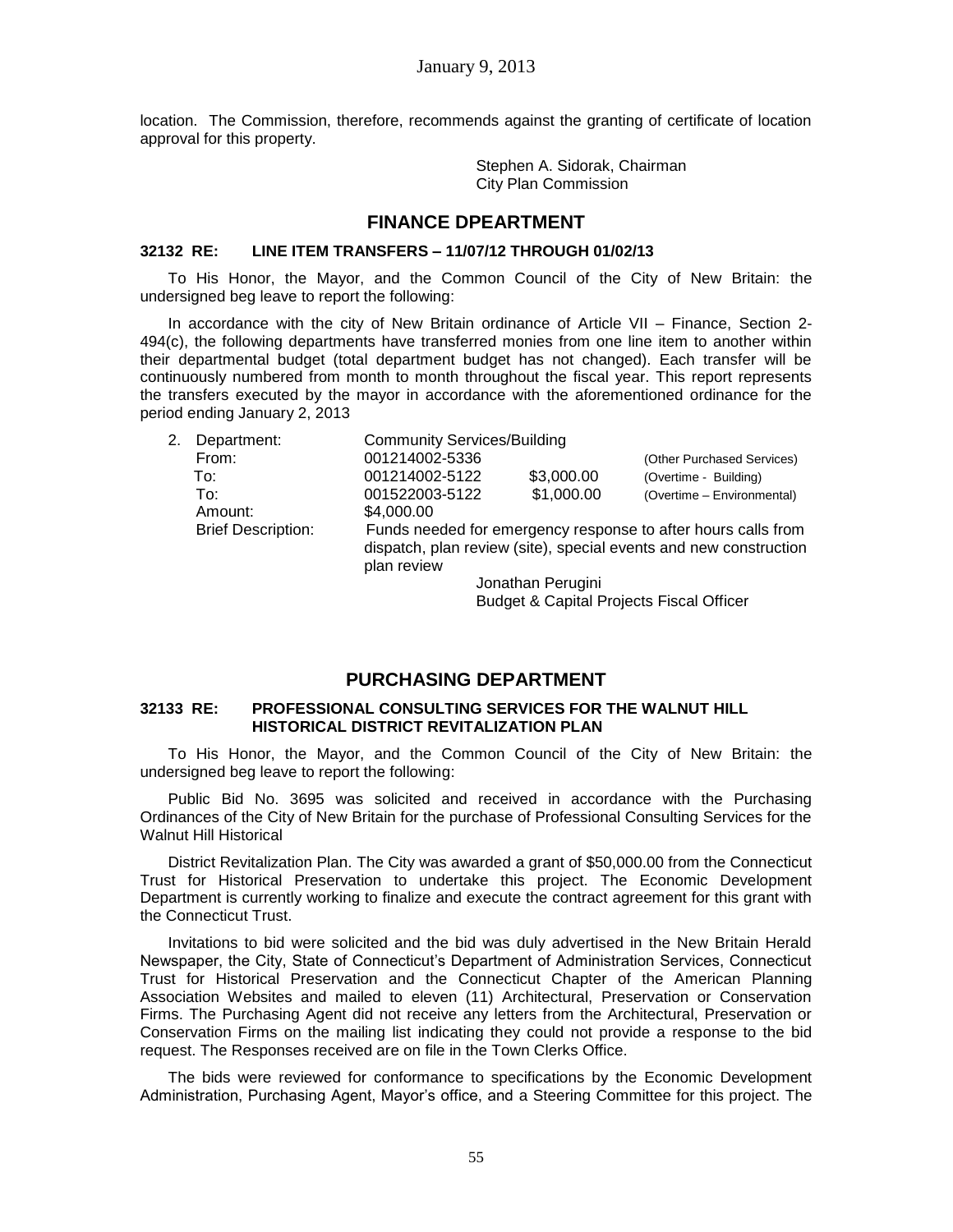location. The Commission, therefore, recommends against the granting of certificate of location approval for this property.

Stephen A. Sidorak, Chairman
City Plan Commission

## FINANCE DPEARTMENT

### 32132 RE: LINE ITEM TRANSFERS – 11/07/12 THROUGH 01/02/13

To His Honor, the Mayor, and the Common Council of the City of New Britain: the undersigned beg leave to report the following:

In accordance with the city of New Britain ordinance of Article VII – Finance, Section 2-494(c), the following departments have transferred monies from one line item to another within their departmental budget (total department budget has not changed). Each transfer will be continuously numbered from month to month throughout the fiscal year. This report represents the transfers executed by the mayor in accordance with the aforementioned ordinance for the period ending January 2, 2013

| 2. | Department: | Community Services/Building | | |
|---|---|---|---|---|
| | From: | 001214002-5336 | | (Other Purchased Services) |
| | To: | 001214002-5122 | $3,000.00 | (Overtime - Building) |
| | To: | 001522003-5122 | $1,000.00 | (Overtime – Environmental) |
| | Amount: | $4,000.00 | | |
| | Brief Description: | Funds needed for emergency response to after hours calls from dispatch, plan review (site), special events and new construction plan review | | |

Jonathan Perugini
Budget & Capital Projects Fiscal Officer

## PURCHASING DEPARTMENT

### 32133 RE: PROFESSIONAL CONSULTING SERVICES FOR THE WALNUT HILL HISTORICAL DISTRICT REVITALIZATION PLAN

To His Honor, the Mayor, and the Common Council of the City of New Britain: the undersigned beg leave to report the following:

Public Bid No. 3695 was solicited and received in accordance with the Purchasing Ordinances of the City of New Britain for the purchase of Professional Consulting Services for the Walnut Hill Historical

District Revitalization Plan. The City was awarded a grant of $50,000.00 from the Connecticut Trust for Historical Preservation to undertake this project. The Economic Development Department is currently working to finalize and execute the contract agreement for this grant with the Connecticut Trust.

Invitations to bid were solicited and the bid was duly advertised in the New Britain Herald Newspaper, the City, State of Connecticut's Department of Administration Services, Connecticut Trust for Historical Preservation and the Connecticut Chapter of the American Planning Association Websites and mailed to eleven (11) Architectural, Preservation or Conservation Firms. The Purchasing Agent did not receive any letters from the Architectural, Preservation or Conservation Firms on the mailing list indicating they could not provide a response to the bid request. The Responses received are on file in the Town Clerks Office.

The bids were reviewed for conformance to specifications by the Economic Development Administration, Purchasing Agent, Mayor's office, and a Steering Committee for this project. The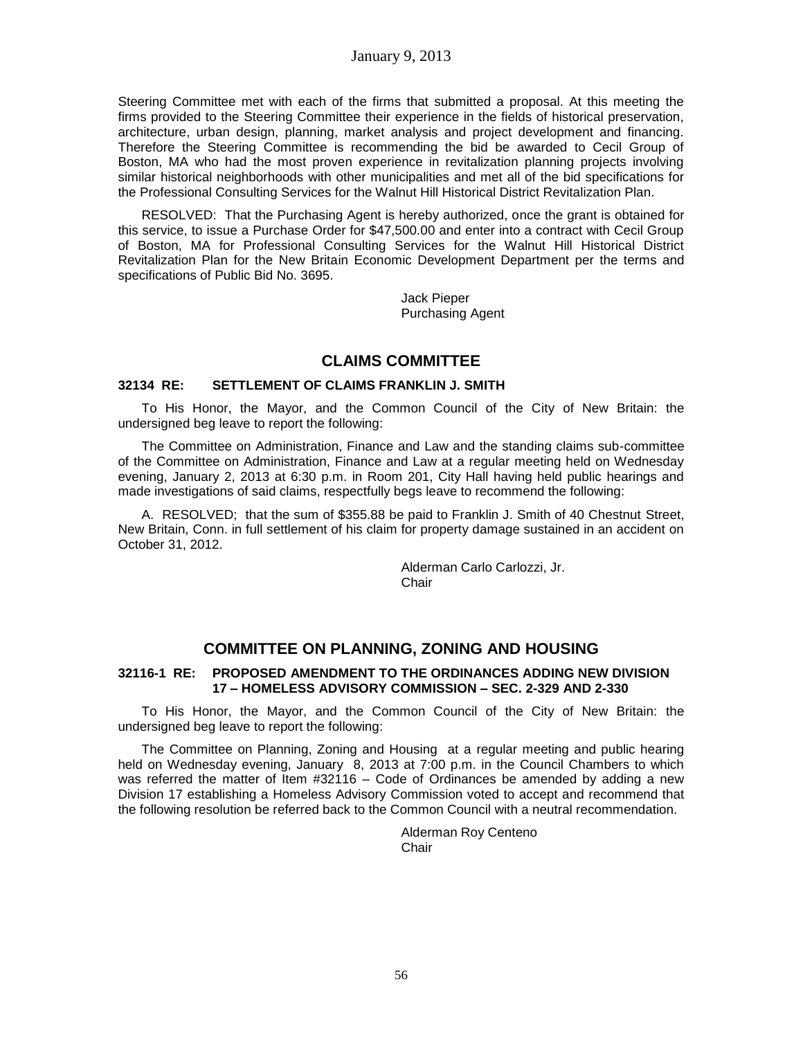Steering Committee met with each of the firms that submitted a proposal. At this meeting the firms provided to the Steering Committee their experience in the fields of historical preservation, architecture, urban design, planning, market analysis and project development and financing. Therefore the Steering Committee is recommending the bid be awarded to Cecil Group of Boston, MA who had the most proven experience in revitalization planning projects involving similar historical neighborhoods with other municipalities and met all of the bid specifications for the Professional Consulting Services for the Walnut Hill Historical District Revitalization Plan.

RESOLVED: That the Purchasing Agent is hereby authorized, once the grant is obtained for this service, to issue a Purchase Order for $47,500.00 and enter into a contract with Cecil Group of Boston, MA for Professional Consulting Services for the Walnut Hill Historical District Revitalization Plan for the New Britain Economic Development Department per the terms and specifications of Public Bid No. 3695.

Jack Pieper
Purchasing Agent

## CLAIMS COMMITTEE

**32134 RE: SETTLEMENT OF CLAIMS FRANKLIN J. SMITH**

To His Honor, the Mayor, and the Common Council of the City of New Britain: the undersigned beg leave to report the following:

The Committee on Administration, Finance and Law and the standing claims sub-committee of the Committee on Administration, Finance and Law at a regular meeting held on Wednesday evening, January 2, 2013 at 6:30 p.m. in Room 201, City Hall having held public hearings and made investigations of said claims, respectfully begs leave to recommend the following:

A. RESOLVED; that the sum of $355.88 be paid to Franklin J. Smith of 40 Chestnut Street, New Britain, Conn. in full settlement of his claim for property damage sustained in an accident on October 31, 2012.

Alderman Carlo Carlozzi, Jr.
Chair

## COMMITTEE ON PLANNING, ZONING AND HOUSING

**32116-1 RE: PROPOSED AMENDMENT TO THE ORDINANCES ADDING NEW DIVISION 17 – HOMELESS ADVISORY COMMISSION – SEC. 2-329 AND 2-330**

To His Honor, the Mayor, and the Common Council of the City of New Britain: the undersigned beg leave to report the following:

The Committee on Planning, Zoning and Housing at a regular meeting and public hearing held on Wednesday evening, January 8, 2013 at 7:00 p.m. in the Council Chambers to which was referred the matter of Item #32116 – Code of Ordinances be amended by adding a new Division 17 establishing a Homeless Advisory Commission voted to accept and recommend that the following resolution be referred back to the Common Council with a neutral recommendation.

Alderman Roy Centeno
Chair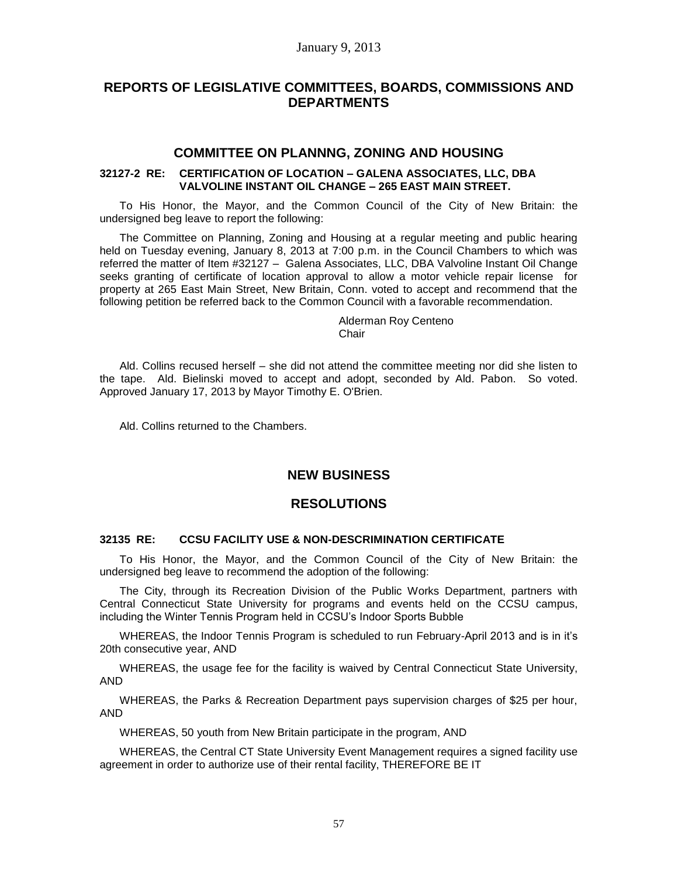## REPORTS OF LEGISLATIVE COMMITTEES, BOARDS, COMMISSIONS AND DEPARTMENTS

### COMMITTEE ON PLANNNG, ZONING AND HOUSING

**32127-2 RE: CERTIFICATION OF LOCATION – GALENA ASSOCIATES, LLC, DBA VALVOLINE INSTANT OIL CHANGE – 265 EAST MAIN STREET.**

To His Honor, the Mayor, and the Common Council of the City of New Britain: the undersigned beg leave to report the following:

The Committee on Planning, Zoning and Housing at a regular meeting and public hearing held on Tuesday evening, January 8, 2013 at 7:00 p.m. in the Council Chambers to which was referred the matter of Item #32127 – Galena Associates, LLC, DBA Valvoline Instant Oil Change seeks granting of certificate of location approval to allow a motor vehicle repair license for property at 265 East Main Street, New Britain, Conn. voted to accept and recommend that the following petition be referred back to the Common Council with a favorable recommendation.

Alderman Roy Centeno
Chair

Ald. Collins recused herself – she did not attend the committee meeting nor did she listen to the tape. Ald. Bielinski moved to accept and adopt, seconded by Ald. Pabon. So voted. Approved January 17, 2013 by Mayor Timothy E. O'Brien.

Ald. Collins returned to the Chambers.

## NEW BUSINESS

## RESOLUTIONS

**32135 RE: CCSU FACILITY USE & NON-DESCRIMINATION CERTIFICATE**

To His Honor, the Mayor, and the Common Council of the City of New Britain: the undersigned beg leave to recommend the adoption of the following:

The City, through its Recreation Division of the Public Works Department, partners with Central Connecticut State University for programs and events held on the CCSU campus, including the Winter Tennis Program held in CCSU's Indoor Sports Bubble

WHEREAS, the Indoor Tennis Program is scheduled to run February-April 2013 and is in it's 20th consecutive year, AND

WHEREAS, the usage fee for the facility is waived by Central Connecticut State University, AND

WHEREAS, the Parks & Recreation Department pays supervision charges of $25 per hour, AND

WHEREAS, 50 youth from New Britain participate in the program, AND

WHEREAS, the Central CT State University Event Management requires a signed facility use agreement in order to authorize use of their rental facility, THEREFORE BE IT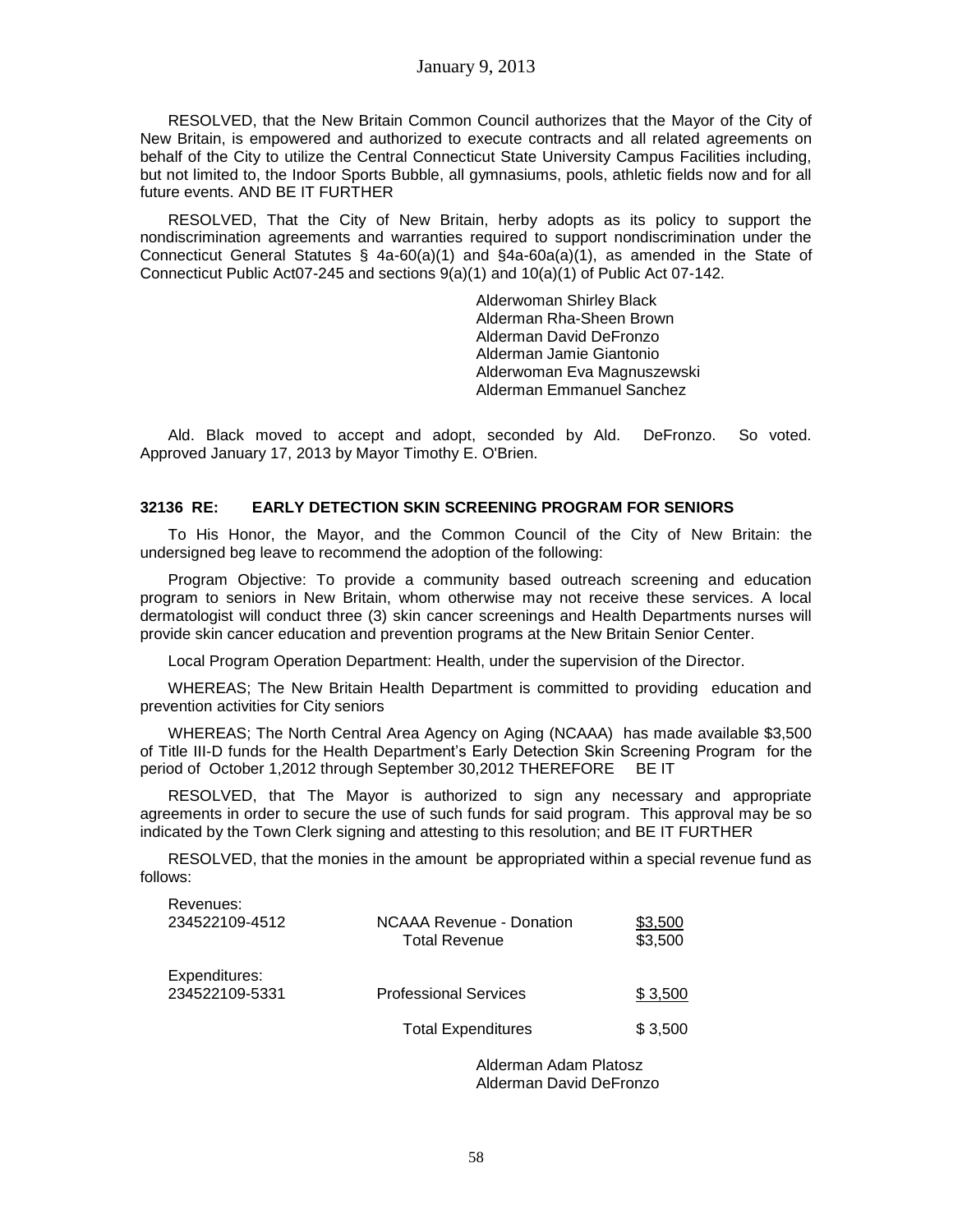RESOLVED, that the New Britain Common Council authorizes that the Mayor of the City of New Britain, is empowered and authorized to execute contracts and all related agreements on behalf of the City to utilize the Central Connecticut State University Campus Facilities including, but not limited to, the Indoor Sports Bubble, all gymnasiums, pools, athletic fields now and for all future events. AND BE IT FURTHER

RESOLVED, That the City of New Britain, herby adopts as its policy to support the nondiscrimination agreements and warranties required to support nondiscrimination under the Connecticut General Statutes § 4a-60(a)(1) and §4a-60a(a)(1), as amended in the State of Connecticut Public Act07-245 and sections 9(a)(1) and 10(a)(1) of Public Act 07-142.

Alderwoman Shirley Black
Alderman Rha-Sheen Brown
Alderman David DeFronzo
Alderman Jamie Giantonio
Alderwoman Eva Magnuszewski
Alderman Emmanuel Sanchez

Ald. Black moved to accept and adopt, seconded by Ald. DeFronzo. So voted. Approved January 17, 2013 by Mayor Timothy E. O'Brien.

### 32136 RE: EARLY DETECTION SKIN SCREENING PROGRAM FOR SENIORS

To His Honor, the Mayor, and the Common Council of the City of New Britain: the undersigned beg leave to recommend the adoption of the following:

Program Objective: To provide a community based outreach screening and education program to seniors in New Britain, whom otherwise may not receive these services. A local dermatologist will conduct three (3) skin cancer screenings and Health Departments nurses will provide skin cancer education and prevention programs at the New Britain Senior Center.

Local Program Operation Department: Health, under the supervision of the Director.

WHEREAS; The New Britain Health Department is committed to providing education and prevention activities for City seniors

WHEREAS; The North Central Area Agency on Aging (NCAAA) has made available $3,500 of Title III-D funds for the Health Department's Early Detection Skin Screening Program for the period of October 1,2012 through September 30,2012 THEREFORE BE IT

RESOLVED, that The Mayor is authorized to sign any necessary and appropriate agreements in order to secure the use of such funds for said program. This approval may be so indicated by the Town Clerk signing and attesting to this resolution; and BE IT FURTHER

RESOLVED, that the monies in the amount be appropriated within a special revenue fund as follows:

| | | |
|---|---|---|
| Revenues: | | |
| 234522109-4512 | NCAAA Revenue - Donation | $3,500 |
| | Total Revenue | $3,500 |
| Expenditures: | | |
| 234522109-5331 | Professional Services | $ 3,500 |
| | Total Expenditures | $ 3,500 |

Alderman Adam Platosz
Alderman David DeFronzo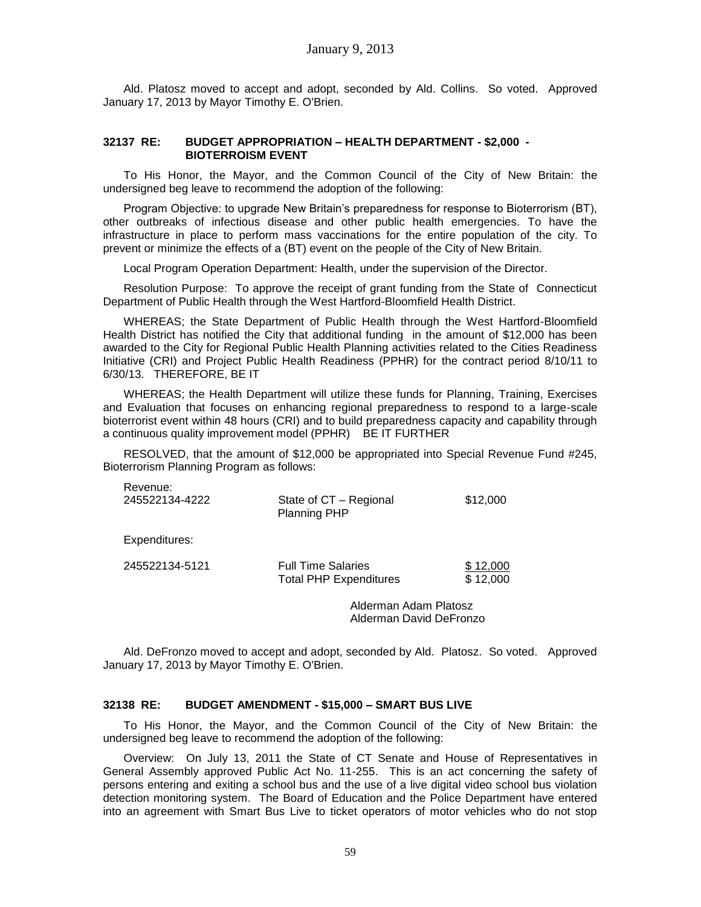Ald. Platosz moved to accept and adopt, seconded by Ald. Collins. So voted. Approved January 17, 2013 by Mayor Timothy E. O'Brien.

### 32137 RE: BUDGET APPROPRIATION – HEALTH DEPARTMENT - $2,000 - BIOTERROISM EVENT

To His Honor, the Mayor, and the Common Council of the City of New Britain: the undersigned beg leave to recommend the adoption of the following:

Program Objective: to upgrade New Britain's preparedness for response to Bioterrorism (BT), other outbreaks of infectious disease and other public health emergencies. To have the infrastructure in place to perform mass vaccinations for the entire population of the city. To prevent or minimize the effects of a (BT) event on the people of the City of New Britain.

Local Program Operation Department: Health, under the supervision of the Director.

Resolution Purpose: To approve the receipt of grant funding from the State of Connecticut Department of Public Health through the West Hartford-Bloomfield Health District.

WHEREAS; the State Department of Public Health through the West Hartford-Bloomfield Health District has notified the City that additional funding in the amount of $12,000 has been awarded to the City for Regional Public Health Planning activities related to the Cities Readiness Initiative (CRI) and Project Public Health Readiness (PPHR) for the contract period 8/10/11 to 6/30/13. THEREFORE, BE IT

WHEREAS; the Health Department will utilize these funds for Planning, Training, Exercises and Evaluation that focuses on enhancing regional preparedness to respond to a large-scale bioterrorist event within 48 hours (CRI) and to build preparedness capacity and capability through a continuous quality improvement model (PPHR) BE IT FURTHER

RESOLVED, that the amount of $12,000 be appropriated into Special Revenue Fund #245, Bioterrorism Planning Program as follows:

| | | |
|---|---|---|
| Revenue: | | |
| 245522134-4222 | State of CT – Regional Planning PHP | $12,000 |
| Expenditures: | | |
| 245522134-5121 | Full Time Salaries | $ 12,000 |
| | Total PHP Expenditures | $ 12,000 |

Alderman Adam Platosz
Alderman David DeFronzo

Ald. DeFronzo moved to accept and adopt, seconded by Ald. Platosz. So voted. Approved January 17, 2013 by Mayor Timothy E. O'Brien.

### 32138 RE: BUDGET AMENDMENT - $15,000 – SMART BUS LIVE

To His Honor, the Mayor, and the Common Council of the City of New Britain: the undersigned beg leave to recommend the adoption of the following:

Overview: On July 13, 2011 the State of CT Senate and House of Representatives in General Assembly approved Public Act No. 11-255. This is an act concerning the safety of persons entering and exiting a school bus and the use of a live digital video school bus violation detection monitoring system. The Board of Education and the Police Department have entered into an agreement with Smart Bus Live to ticket operators of motor vehicles who do not stop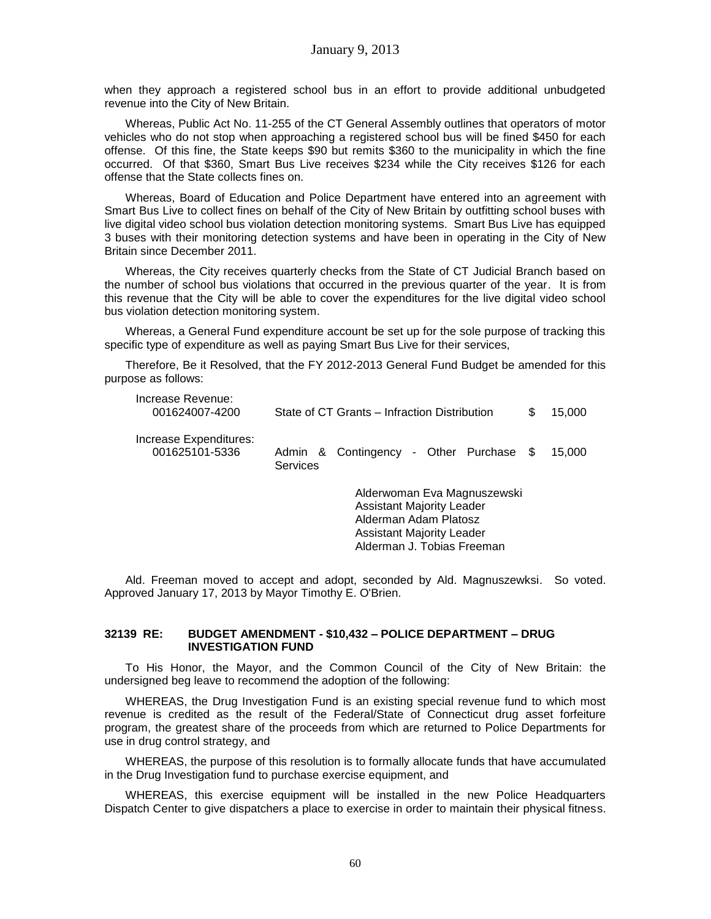when they approach a registered school bus in an effort to provide additional unbudgeted revenue into the City of New Britain.

Whereas, Public Act No. 11-255 of the CT General Assembly outlines that operators of motor vehicles who do not stop when approaching a registered school bus will be fined $450 for each offense. Of this fine, the State keeps $90 but remits $360 to the municipality in which the fine occurred. Of that $360, Smart Bus Live receives $234 while the City receives $126 for each offense that the State collects fines on.

Whereas, Board of Education and Police Department have entered into an agreement with Smart Bus Live to collect fines on behalf of the City of New Britain by outfitting school buses with live digital video school bus violation detection monitoring systems. Smart Bus Live has equipped 3 buses with their monitoring detection systems and have been in operating in the City of New Britain since December 2011.

Whereas, the City receives quarterly checks from the State of CT Judicial Branch based on the number of school bus violations that occurred in the previous quarter of the year. It is from this revenue that the City will be able to cover the expenditures for the live digital video school bus violation detection monitoring system.

Whereas, a General Fund expenditure account be set up for the sole purpose of tracking this specific type of expenditure as well as paying Smart Bus Live for their services,

Therefore, Be it Resolved, that the FY 2012-2013 General Fund Budget be amended for this purpose as follows:

| | | | |
|---|---|---|---|
| Increase Revenue: 001624007-4200 | State of CT Grants – Infraction Distribution | $ | 15,000 |
| Increase Expenditures: 001625101-5336 | Admin & Contingency - Other Purchase Services | $ | 15,000 |

Alderwoman Eva Magnuszewski
Assistant Majority Leader
Alderman Adam Platosz
Assistant Majority Leader
Alderman J. Tobias Freeman

Ald. Freeman moved to accept and adopt, seconded by Ald. Magnuszewksi. So voted. Approved January 17, 2013 by Mayor Timothy E. O'Brien.

### 32139 RE: BUDGET AMENDMENT - $10,432 – POLICE DEPARTMENT – DRUG INVESTIGATION FUND

To His Honor, the Mayor, and the Common Council of the City of New Britain: the undersigned beg leave to recommend the adoption of the following:

WHEREAS, the Drug Investigation Fund is an existing special revenue fund to which most revenue is credited as the result of the Federal/State of Connecticut drug asset forfeiture program, the greatest share of the proceeds from which are returned to Police Departments for use in drug control strategy, and

WHEREAS, the purpose of this resolution is to formally allocate funds that have accumulated in the Drug Investigation fund to purchase exercise equipment, and

WHEREAS, this exercise equipment will be installed in the new Police Headquarters Dispatch Center to give dispatchers a place to exercise in order to maintain their physical fitness.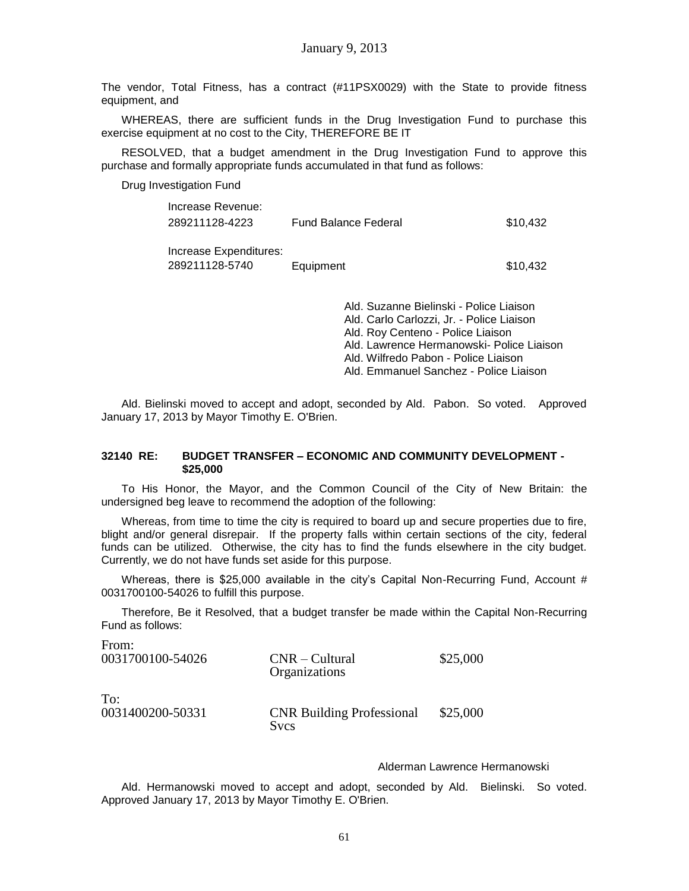The vendor, Total Fitness, has a contract (#11PSX0029) with the State to provide fitness equipment, and

WHEREAS, there are sufficient funds in the Drug Investigation Fund to purchase this exercise equipment at no cost to the City, THEREFORE BE IT

RESOLVED, that a budget amendment in the Drug Investigation Fund to approve this purchase and formally appropriate funds accumulated in that fund as follows:

Drug Investigation Fund

| | | |
|---|---|---|
| Increase Revenue: | | |
| 289211128-4223 | Fund Balance Federal | $10,432 |
| Increase Expenditures: | | |
| 289211128-5740 | Equipment | $10,432 |

Ald. Suzanne Bielinski - Police Liaison
Ald. Carlo Carlozzi, Jr. - Police Liaison
Ald. Roy Centeno - Police Liaison
Ald. Lawrence Hermanowski- Police Liaison
Ald. Wilfredo Pabon - Police Liaison
Ald. Emmanuel Sanchez - Police Liaison

Ald. Bielinski moved to accept and adopt, seconded by Ald. Pabon. So voted. Approved January 17, 2013 by Mayor Timothy E. O'Brien.

**32140 RE: BUDGET TRANSFER – ECONOMIC AND COMMUNITY DEVELOPMENT - $25,000**

To His Honor, the Mayor, and the Common Council of the City of New Britain: the undersigned beg leave to recommend the adoption of the following:

Whereas, from time to time the city is required to board up and secure properties due to fire, blight and/or general disrepair. If the property falls within certain sections of the city, federal funds can be utilized. Otherwise, the city has to find the funds elsewhere in the city budget. Currently, we do not have funds set aside for this purpose.

Whereas, there is $25,000 available in the city's Capital Non-Recurring Fund, Account # 0031700100-54026 to fulfill this purpose.

Therefore, Be it Resolved, that a budget transfer be made within the Capital Non-Recurring Fund as follows:

| | | |
|---|---|---|
| From: | | |
| 0031700100-54026 | CNR – Cultural Organizations | $25,000 |
| To: | | |
| 0031400200-50331 | CNR Building Professional Svcs | $25,000 |

Alderman Lawrence Hermanowski

Ald. Hermanowski moved to accept and adopt, seconded by Ald. Bielinski. So voted. Approved January 17, 2013 by Mayor Timothy E. O'Brien.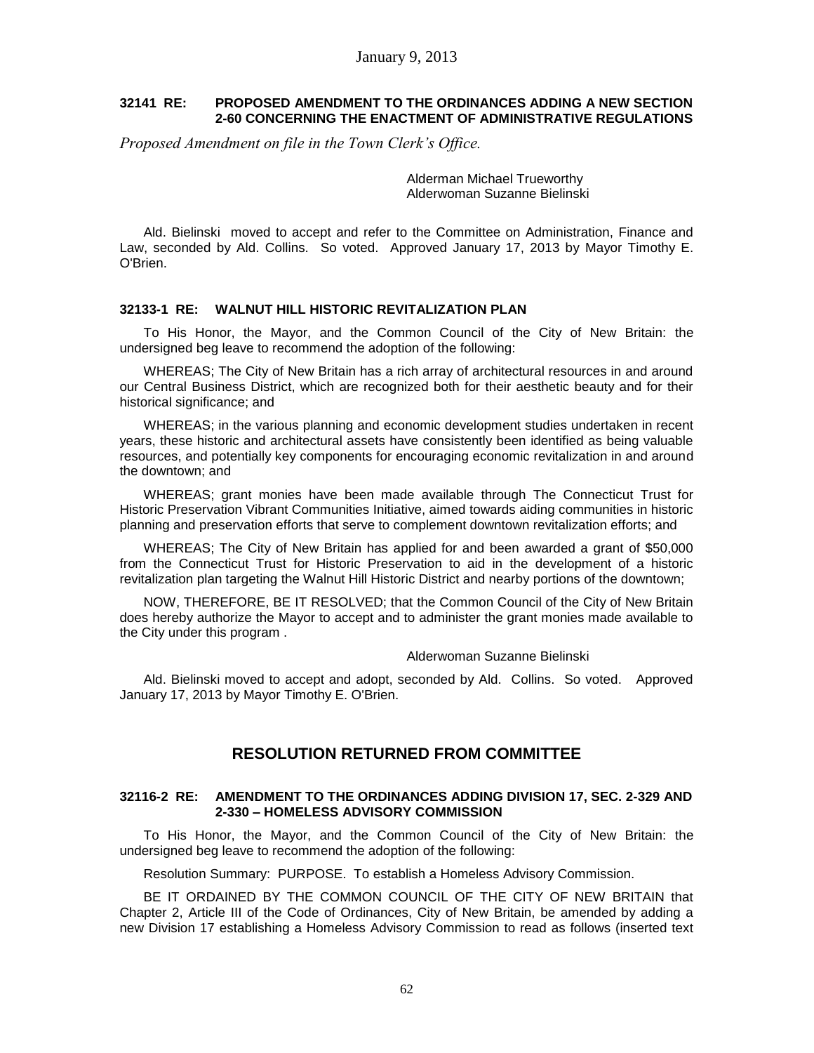**32141 RE: PROPOSED AMENDMENT TO THE ORDINANCES ADDING A NEW SECTION 2-60 CONCERNING THE ENACTMENT OF ADMINISTRATIVE REGULATIONS**

*Proposed Amendment on file in the Town Clerk's Office.*

Alderman Michael Trueworthy
Alderwoman Suzanne Bielinski

Ald. Bielinski moved to accept and refer to the Committee on Administration, Finance and Law, seconded by Ald. Collins. So voted. Approved January 17, 2013 by Mayor Timothy E. O'Brien.

**32133-1 RE: WALNUT HILL HISTORIC REVITALIZATION PLAN**

To His Honor, the Mayor, and the Common Council of the City of New Britain: the undersigned beg leave to recommend the adoption of the following:

WHEREAS; The City of New Britain has a rich array of architectural resources in and around our Central Business District, which are recognized both for their aesthetic beauty and for their historical significance; and

WHEREAS; in the various planning and economic development studies undertaken in recent years, these historic and architectural assets have consistently been identified as being valuable resources, and potentially key components for encouraging economic revitalization in and around the downtown; and

WHEREAS; grant monies have been made available through The Connecticut Trust for Historic Preservation Vibrant Communities Initiative, aimed towards aiding communities in historic planning and preservation efforts that serve to complement downtown revitalization efforts; and

WHEREAS; The City of New Britain has applied for and been awarded a grant of $50,000 from the Connecticut Trust for Historic Preservation to aid in the development of a historic revitalization plan targeting the Walnut Hill Historic District and nearby portions of the downtown;

NOW, THEREFORE, BE IT RESOLVED; that the Common Council of the City of New Britain does hereby authorize the Mayor to accept and to administer the grant monies made available to the City under this program .

Alderwoman Suzanne Bielinski

Ald. Bielinski moved to accept and adopt, seconded by Ald. Collins. So voted. Approved January 17, 2013 by Mayor Timothy E. O'Brien.

## RESOLUTION RETURNED FROM COMMITTEE

**32116-2 RE: AMENDMENT TO THE ORDINANCES ADDING DIVISION 17, SEC. 2-329 AND 2-330 – HOMELESS ADVISORY COMMISSION**

To His Honor, the Mayor, and the Common Council of the City of New Britain: the undersigned beg leave to recommend the adoption of the following:

Resolution Summary: PURPOSE. To establish a Homeless Advisory Commission.

BE IT ORDAINED BY THE COMMON COUNCIL OF THE CITY OF NEW BRITAIN that Chapter 2, Article III of the Code of Ordinances, City of New Britain, be amended by adding a new Division 17 establishing a Homeless Advisory Commission to read as follows (inserted text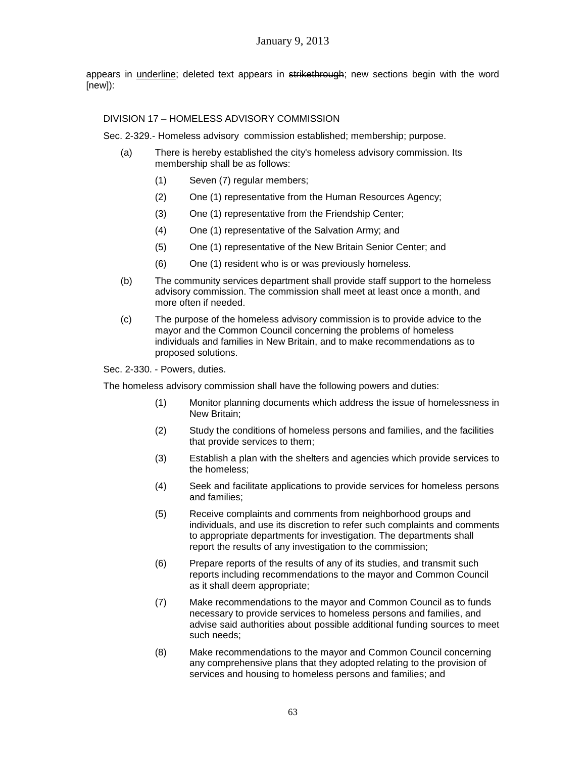appears in <u>underline</u>; deleted text appears in ~~strikethrough~~; new sections begin with the word [new]):

DIVISION 17 – HOMELESS ADVISORY COMMISSION

Sec. 2-329.- Homeless advisory commission established; membership; purpose.

(a) There is hereby established the city's homeless advisory commission. Its membership shall be as follows:

 (1) Seven (7) regular members;

 (2) One (1) representative from the Human Resources Agency;

 (3) One (1) representative from the Friendship Center;

 (4) One (1) representative of the Salvation Army; and

 (5) One (1) representative of the New Britain Senior Center; and

 (6) One (1) resident who is or was previously homeless.

(b) The community services department shall provide staff support to the homeless advisory commission. The commission shall meet at least once a month, and more often if needed.

(c) The purpose of the homeless advisory commission is to provide advice to the mayor and the Common Council concerning the problems of homeless individuals and families in New Britain, and to make recommendations as to proposed solutions.

Sec. 2-330. - Powers, duties.

The homeless advisory commission shall have the following powers and duties:

 (1) Monitor planning documents which address the issue of homelessness in New Britain;

 (2) Study the conditions of homeless persons and families, and the facilities that provide services to them;

 (3) Establish a plan with the shelters and agencies which provide services to the homeless;

 (4) Seek and facilitate applications to provide services for homeless persons and families;

 (5) Receive complaints and comments from neighborhood groups and individuals, and use its discretion to refer such complaints and comments to appropriate departments for investigation. The departments shall report the results of any investigation to the commission;

 (6) Prepare reports of the results of any of its studies, and transmit such reports including recommendations to the mayor and Common Council as it shall deem appropriate;

 (7) Make recommendations to the mayor and Common Council as to funds necessary to provide services to homeless persons and families, and advise said authorities about possible additional funding sources to meet such needs;

 (8) Make recommendations to the mayor and Common Council concerning any comprehensive plans that they adopted relating to the provision of services and housing to homeless persons and families; and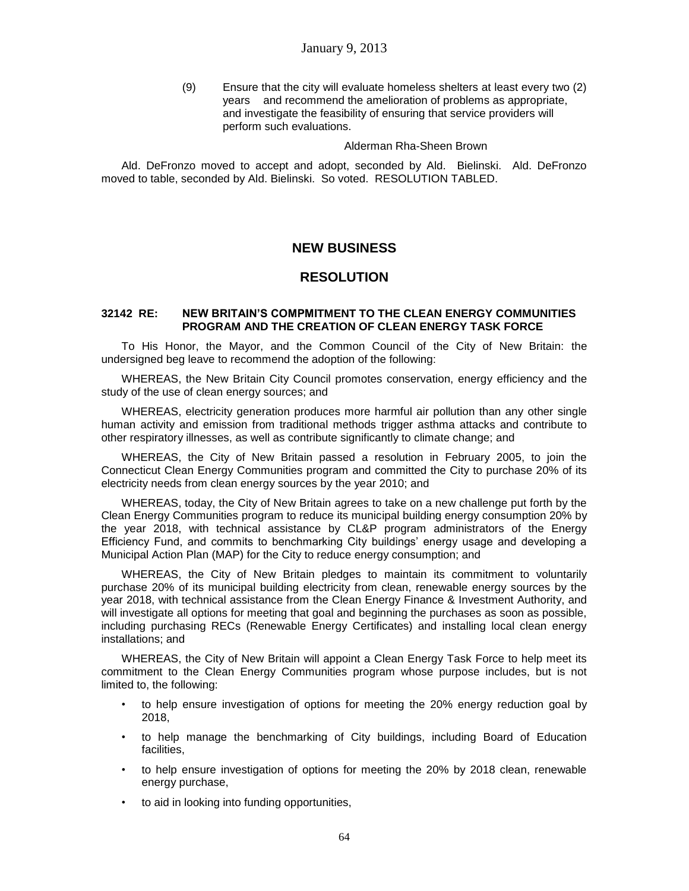(9) Ensure that the city will evaluate homeless shelters at least every two (2) years and recommend the amelioration of problems as appropriate, and investigate the feasibility of ensuring that service providers will perform such evaluations.

Alderman Rha-Sheen Brown

Ald. DeFronzo moved to accept and adopt, seconded by Ald. Bielinski. Ald. DeFronzo moved to table, seconded by Ald. Bielinski. So voted. RESOLUTION TABLED.

## NEW BUSINESS

## RESOLUTION

**32142 RE: NEW BRITAIN'S COMPMITMENT TO THE CLEAN ENERGY COMMUNITIES PROGRAM AND THE CREATION OF CLEAN ENERGY TASK FORCE**

To His Honor, the Mayor, and the Common Council of the City of New Britain: the undersigned beg leave to recommend the adoption of the following:

WHEREAS, the New Britain City Council promotes conservation, energy efficiency and the study of the use of clean energy sources; and

WHEREAS, electricity generation produces more harmful air pollution than any other single human activity and emission from traditional methods trigger asthma attacks and contribute to other respiratory illnesses, as well as contribute significantly to climate change; and

WHEREAS, the City of New Britain passed a resolution in February 2005, to join the Connecticut Clean Energy Communities program and committed the City to purchase 20% of its electricity needs from clean energy sources by the year 2010; and

WHEREAS, today, the City of New Britain agrees to take on a new challenge put forth by the Clean Energy Communities program to reduce its municipal building energy consumption 20% by the year 2018, with technical assistance by CL&P program administrators of the Energy Efficiency Fund, and commits to benchmarking City buildings' energy usage and developing a Municipal Action Plan (MAP) for the City to reduce energy consumption; and

WHEREAS, the City of New Britain pledges to maintain its commitment to voluntarily purchase 20% of its municipal building electricity from clean, renewable energy sources by the year 2018, with technical assistance from the Clean Energy Finance & Investment Authority, and will investigate all options for meeting that goal and beginning the purchases as soon as possible, including purchasing RECs (Renewable Energy Certificates) and installing local clean energy installations; and

WHEREAS, the City of New Britain will appoint a Clean Energy Task Force to help meet its commitment to the Clean Energy Communities program whose purpose includes, but is not limited to, the following:

- to help ensure investigation of options for meeting the 20% energy reduction goal by 2018,
- to help manage the benchmarking of City buildings, including Board of Education facilities,
- to help ensure investigation of options for meeting the 20% by 2018 clean, renewable energy purchase,
- to aid in looking into funding opportunities,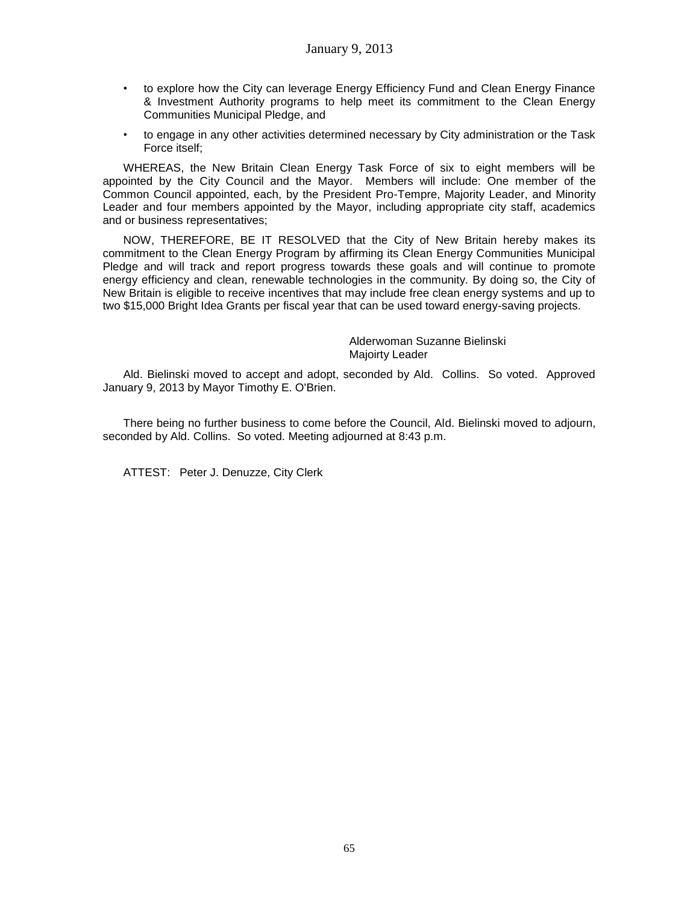- to explore how the City can leverage Energy Efficiency Fund and Clean Energy Finance & Investment Authority programs to help meet its commitment to the Clean Energy Communities Municipal Pledge, and
- to engage in any other activities determined necessary by City administration or the Task Force itself;

WHEREAS, the New Britain Clean Energy Task Force of six to eight members will be appointed by the City Council and the Mayor. Members will include: One member of the Common Council appointed, each, by the President Pro-Tempre, Majority Leader, and Minority Leader and four members appointed by the Mayor, including appropriate city staff, academics and or business representatives;

NOW, THEREFORE, BE IT RESOLVED that the City of New Britain hereby makes its commitment to the Clean Energy Program by affirming its Clean Energy Communities Municipal Pledge and will track and report progress towards these goals and will continue to promote energy efficiency and clean, renewable technologies in the community. By doing so, the City of New Britain is eligible to receive incentives that may include free clean energy systems and up to two $15,000 Bright Idea Grants per fiscal year that can be used toward energy-saving projects.

Alderwoman Suzanne Bielinski
Majoirty Leader

Ald. Bielinski moved to accept and adopt, seconded by Ald. Collins. So voted. Approved January 9, 2013 by Mayor Timothy E. O'Brien.

There being no further business to come before the Council, Ald. Bielinski moved to adjourn, seconded by Ald. Collins. So voted. Meeting adjourned at 8:43 p.m.

ATTEST: Peter J. Denuzze, City Clerk